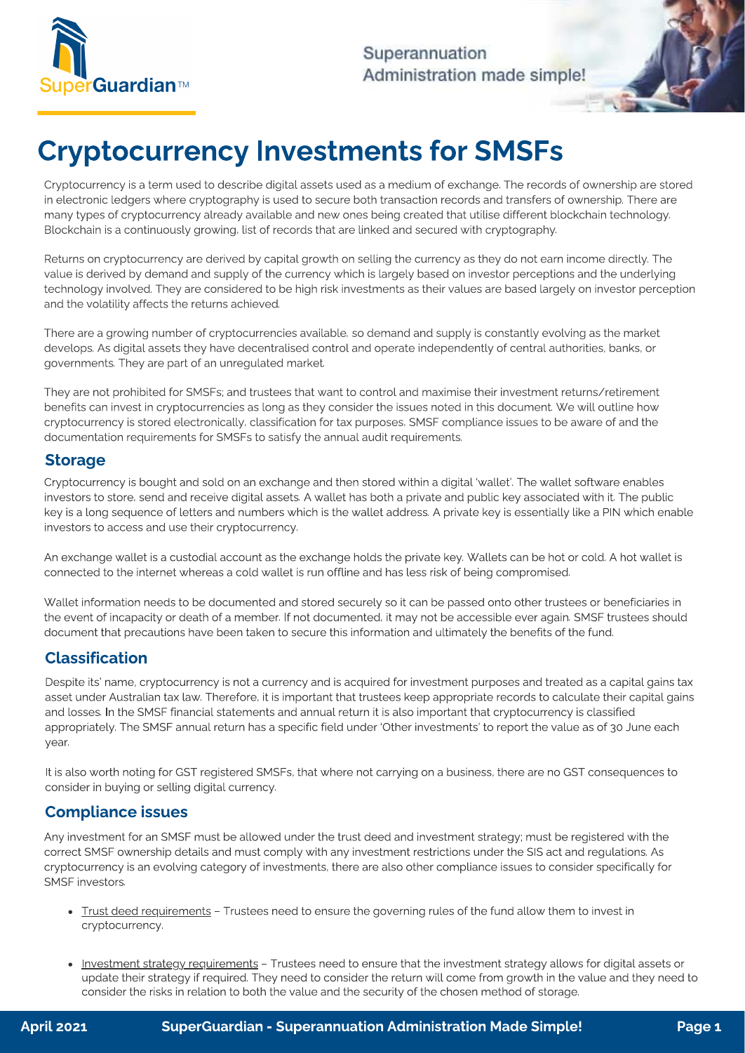# Cryptocurrency Investments for SMSFs

Cryptocurrency is a term used to describe digital assets used as a medium of exchange. The records of ownership are stored in electronic ledgers where cryptography is used to secure both transaction records and transfers of ownership. There are many types of cryptocurrency already available and new ones being created that utilise different blockchain technology. Blockchain is a continuously growing, list of records that are linked and secured with cryptography.

Returns on cryptocurrency are derived by capital growth on selling the currency as they do not earn income directly. The value is derived by demand and supply of the currency which is largely based on investor perceptions and the underlying technology involved. They are considered to be high risk investments as their values are based largely on investor perception and the volatility affects the returns achieved.

There are a growing number of cryptocurrencies available, so demand and supply is constantly evolving as the market develops. As digital assets they have decentralised control and operate independently of central authorities, banks, or governments. They are part of an unregulated market.

They are not prohibited for SMSFs; and trustees that want to control and maximise their investment returns/retirement benefits can invest in cryptocurrencies as long as they consider the issues noted in this document. We will outline how cryptocurrency is stored electronically, classification for tax purposes, SMSF compliance issues to be aware of and the documentation requirements for SMSFs to satisfy the annual audit requirements.

## Storage

Cryptocurrency is bought and sold on an exchange and then stored within a digital 'wallet'. The wallet software enables investors to store, send and receive digital assets. A wallet has both a private and public key associated with it. The public key is a long sequence of letters and numbers which is the wallet address. A private key is essentially like a PIN which enable investors to access and use their cryptocurrency.

An exchange wallet is a custodial account as the exchange holds the private key. Wallets can be hot or cold. A hot wallet is connected to the internet whereas a cold wallet is run offline and has less risk of being compromised.

Wallet information needs to be documented and stored securely so it can be passed onto other trustees or beneficiaries in the event of incapacity or death of a member. If not documented, it may not be accessible ever again. SMSF trustees should document that precautions have been taken to secure this information and ultimately the benefits of the fund.

## Classification

Despite its' name, cryptocurrency is not a currency and is acquired for investment purposes and treated as a capital gains tax asset under Australian tax law. Therefore, it is important that trustees keep appropriate records to calculate their capital gains and losses. In the SMSF financial statements and annual return it is also important that cryptocurrency is classified appropriately. The SMSF annual return has a specific field under 'Other investments' to report the value as of 30 June each year.

It is also worth noting for GST registered SMSFs, that where not carrying on a business, there are no GST consequences to consider in buying or selling digital currency.

## Compliance issues

Any investment for an SMSF must be allowed under the trust deed and investment strategy; must be registered with the correct SMSF ownership details and must comply with any investment restrictions under the SIS act and regulations. As cryptocurrency is an evolving category of investments, there are also other compliance issues to consider specifically for SMSF investors.

- Trust deed requirements – Trustees need to ensure the governing rules of the fund allow them to invest in cryptocurrency.
- Investment strategy requirements – Trustees need to ensure that the investment strategy allows for digital assets or update their strategy if required. They need to consider the return will come from growth in the value and they need to consider the risks in relation to both the value and the security of the chosen method of storage.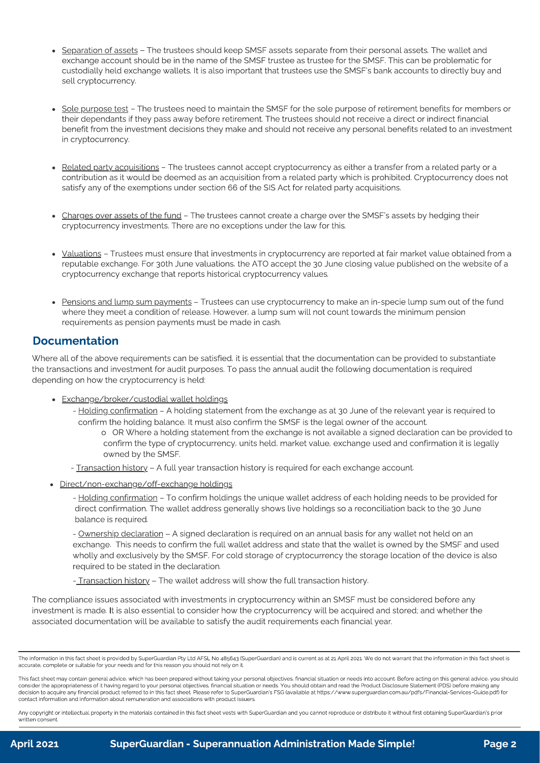- Separation of assets – The trustees should keep SMSF assets separate from their personal assets. The wallet and exchange account should be in the name of the SMSF trustee as trustee for the SMSF. This can be problematic for custodially held exchange wallets. It is also important that trustees use the SMSF's bank accounts to directly buy and sell cryptocurrency.

- Sole purpose test – The trustees need to maintain the SMSF for the sole purpose of retirement benefits for members or their dependants if they pass away before retirement. The trustees should not receive a direct or indirect financial benefit from the investment decisions they make and should not receive any personal benefits related to an investment in cryptocurrency.

- Related party acquisitions – The trustees cannot accept cryptocurrency as either a transfer from a related party or a contribution as it would be deemed as an acquisition from a related party which is prohibited. Cryptocurrency does not satisfy any of the exemptions under section 66 of the SIS Act for related party acquisitions.

- Charges over assets of the fund – The trustees cannot create a charge over the SMSF's assets by hedging their cryptocurrency investments. There are no exceptions under the law for this.

- Valuations – Trustees must ensure that investments in cryptocurrency are reported at fair market value obtained from a reputable exchange. For 30th June valuations, the ATO accept the 30 June closing value published on the website of a cryptocurrency exchange that reports historical cryptocurrency values.

- Pensions and lump sum payments – Trustees can use cryptocurrency to make an in-specie lump sum out of the fund where they meet a condition of release. However, a lump sum will not count towards the minimum pension requirements as pension payments must be made in cash.

## Documentation

Where all of the above requirements can be satisfied, it is essential that the documentation can be provided to substantiate the transactions and investment for audit purposes. To pass the annual audit the following documentation is required depending on how the cryptocurrency is held:

- Exchange/broker/custodial wallet holdings
  - Holding confirmation – A holding statement from the exchange as at 30 June of the relevant year is required to confirm the holding balance. It must also confirm the SMSF is the legal owner of the account.
    - OR Where a holding statement from the exchange is not available a signed declaration can be provided to confirm the type of cryptocurrency, units held, market value, exchange used and confirmation it is legally owned by the SMSF.
  - Transaction history – A full year transaction history is required for each exchange account.

- Direct/non-exchange/off-exchange holdings
  - Holding confirmation – To confirm holdings the unique wallet address of each holding needs to be provided for direct confirmation. The wallet address generally shows live holdings so a reconciliation back to the 30 June balance is required.
  - Ownership declaration – A signed declaration is required on an annual basis for any wallet not held on an exchange. This needs to confirm the full wallet address and state that the wallet is owned by the SMSF and used wholly and exclusively by the SMSF. For cold storage of cryptocurrency the storage location of the device is also required to be stated in the declaration.
  - Transaction history – The wallet address will show the full transaction history.

The compliance issues associated with investments in cryptocurrency within an SMSF must be considered before any investment is made. It is also essential to consider how the cryptocurrency will be acquired and stored; and whether the associated documentation will be available to satisfy the audit requirements each financial year.

---

The information in this fact sheet is provided by SuperGuardian Pty Ltd AFSL No 485643 (SuperGuardian) and is current as at 21 April 2021. We do not warrant that the information in this fact sheet is accurate, complete or suitable for your needs and for this reason you should not rely on it.

This fact sheet may contain general advice, which has been prepared without taking your personal objectives, financial situation or needs into account. Before acting on this general advice, you should consider the appropriateness of it having regard to your personal objectives, financial situation or needs. You should obtain and read the Product Disclosure Statement (PDS) before making any decision to acquire any financial product referred to in this fact sheet. Please refer to SuperGuardian's FSG (available at https://www.superguardian.com.au/pdfs/Financial-Services-Guide.pdf) for contact information and information about remuneration and associations with product issuers.

Any copyright or intellectual property in the materials contained in this fact sheet vests with SuperGuardian and you cannot reproduce or distribute it without first obtaining SuperGuardian's prior written consent.